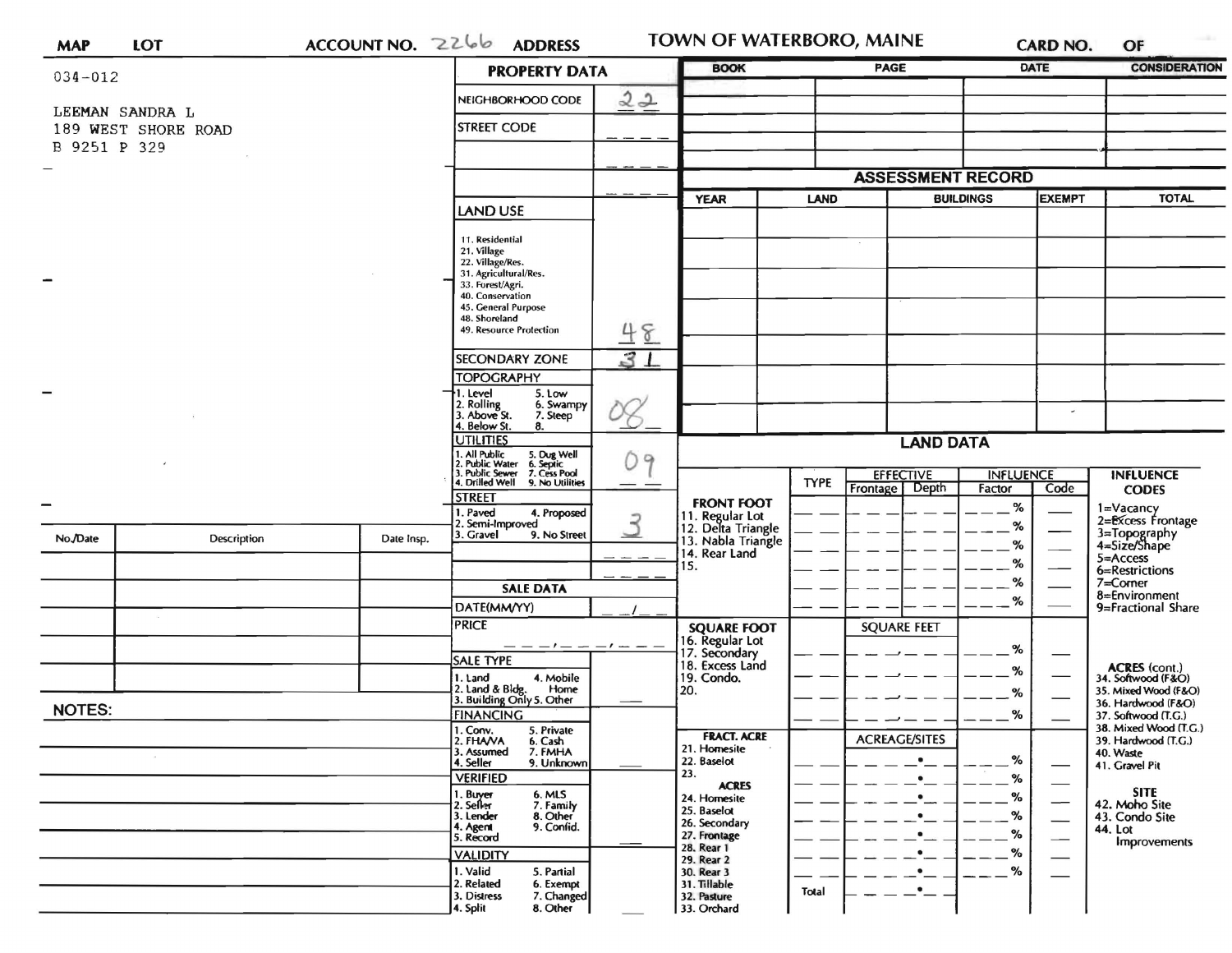**MAP** **LOT** **ACCOUNT NO.** 2266 **ADDRESS** **TOWN OF WATERBORO, MAINE** **CARD NO.** **OF**

034-012

LEEMAN SANDRA L
189 WEST SHORE ROAD
B 9251 P 329

## PROPERTY DATA

| Field | Value |
|---|---|
| NEIGHBORHOOD CODE | 22 |
| STREET CODE | _ _ _ _ |
| | _ _ _ _ |
| | _ _ _ _ |
| LAND USE (11. Residential, 21. Village, 22. Village/Res., 31. Agricultural/Res., 33. Forest/Agri., 40. Conservation, 45. General Purpose, 48. Shoreland, 49. Resource Protection) | 48 |
| SECONDARY ZONE | 31 |
| TOPOGRAPHY (1. Level, 2. Rolling, 3. Above St., 4. Below St., 5. Low, 6. Swampy, 7. Steep, 8.) | 08 |
| UTILITIES (1. All Public, 2. Public Water, 3. Public Sewer, 4. Drilled Well, 5. Dug Well, 6. Septic, 7. Cess Pool, 9. No Utilities) | 09 |
| STREET (1. Paved, 2. Semi-Improved, 3. Gravel, 4. Proposed, 9. No Street) | 3 |

## SALE DATA

| Field | Value |
|---|---|
| DATE(MM/YY) | _ _ / _ _ |
| PRICE | _ _ _ , _ _ _ , _ _ _ |
| SALE TYPE (1. Land, 2. Land & Bldg., 3. Building Only, 4. Mobile Home, 5. Other) | |
| FINANCING (1. Conv., 2. FHA/VA, 3. Assumed, 4. Seller, 5. Private, 6. Cash, 7. FMHA, 9. Unknown) | |
| VERIFIED (1. Buyer, 2. Seller, 3. Lender, 4. Agent, 5. Record, 6. MLS, 7. Family, 8. Other, 9. Confid.) | |
| VALIDITY (1. Valid, 2. Related, 3. Distress, 4. Split, 5. Partial, 6. Exempt, 7. Changed, 8. Other) | |

| BOOK | PAGE | DATE | CONSIDERATION |
|---|---|---|---|
| | | | |
| | | | |
| | | | |
| | | | |
| | | | |

## ASSESSMENT RECORD

| YEAR | LAND | BUILDINGS | EXEMPT | TOTAL |
|---|---|---|---|---|
| | | | | |
| | | | | |
| | | | | |
| | | | | |
| | | | | |
| | | | | |
| | | | | |

| No./Date | Description | Date Insp. |
|---|---|---|
| | | |
| | | |
| | | |
| | | |
| | | |
| | | |

**NOTES:**

## LAND DATA

| | TYPE | EFFECTIVE Frontage | EFFECTIVE Depth | INFLUENCE Factor | INFLUENCE Code |
|---|---|---|---|---|---|
| **FRONT FOOT** 11. Regular Lot, 12. Delta Triangle, 13. Nabla Triangle, 14. Rear Land, 15. | | | | % | |
| | | | | % | |
| | | | | % | |
| | | | | % | |
| | | | | % | |
| | | | | % | |
| **SQUARE FOOT** 16. Regular Lot, 17. Secondary, 18. Excess Land, 19. Condo., 20. | | SQUARE FEET | | % | |
| | | | | % | |
| | | | | % | |
| | | | | % | |
| **FRACT. ACRE** 21. Homesite, 22. Baselot, 23. **ACRES** 24. Homesite, 25. Baselot, 26. Secondary, 27. Frontage, 28. Rear 1, 29. Rear 2, 30. Rear 3, 31. Tillable, 32. Pasture, 33. Orchard | | ACREAGE/SITES | | % | |
| | | | | % | |
| | | | | % | |
| | | | | % | |
| | | | | % | |
| | | | | % | |
| | | | | % | |
| | Total | | | | |

**INFLUENCE CODES**
1=Vacancy
2=Excess Frontage
3=Topography
4=Size/Shape
5=Access
6=Restrictions
7=Corner
8=Environment
9=Fractional Share

**ACRES (cont.)**
34. Softwood (F&O)
35. Mixed Wood (F&O)
36. Hardwood (F&O)
37. Softwood (T.G.)
38. Mixed Wood (T.G.)
39. Hardwood (T.G.)
40. Waste
41. Gravel Pit

**SITE**
42. Moho Site
43. Condo Site
44. Lot Improvements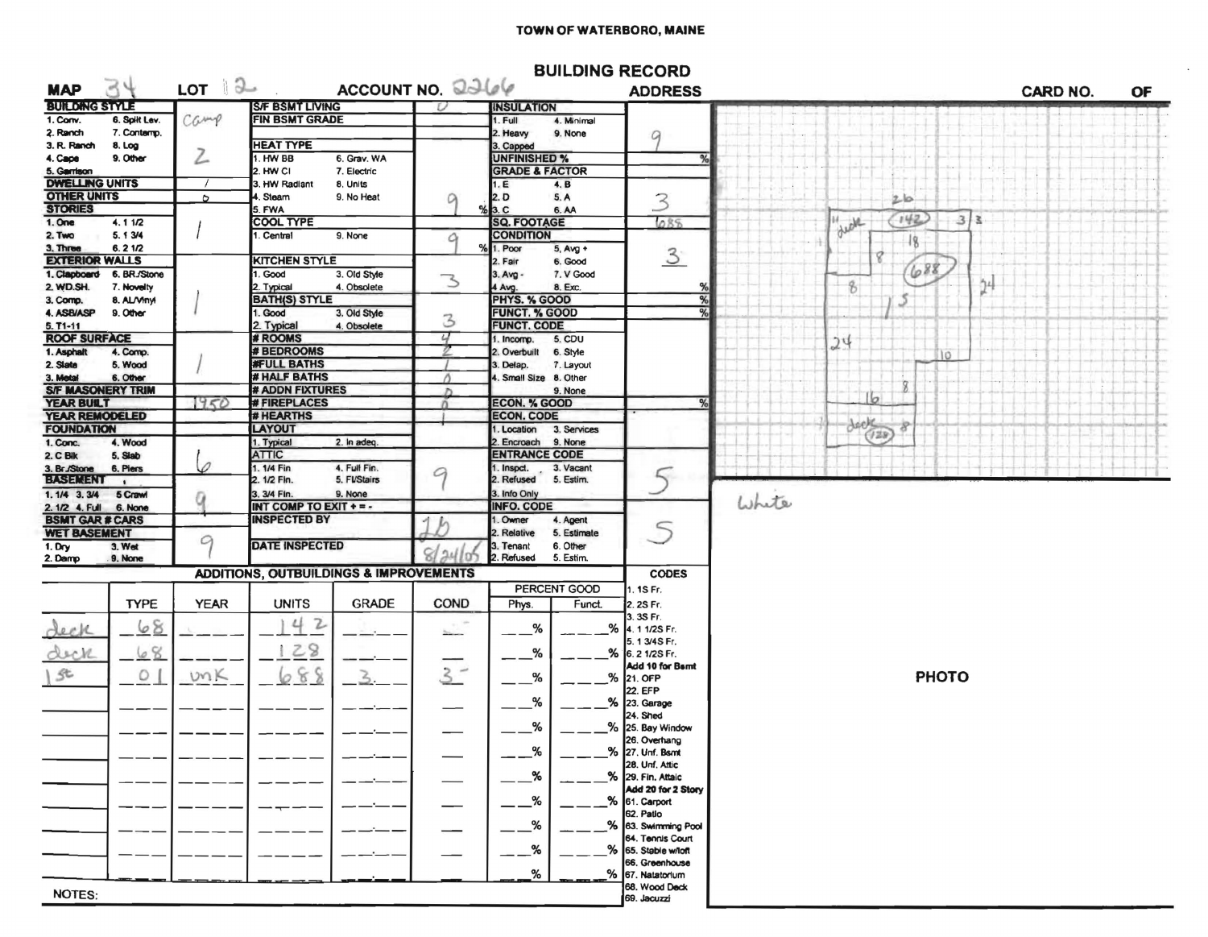# TOWN OF WATERBORO, MAINE

## BUILDING RECORD

**MAP** 34 **LOT** 12 **ACCOUNT NO.** 2266 **ADDRESS** **CARD NO.** **OF**

| | | | | | |
|---|---|---|---|---|---|
| **BUILDING STYLE** 1. Conv. 2. Ranch 3. R. Ranch 4. Cape 5. Garrison 6. Split Lev. 7. Contemp. 8. Log 9. Other | Camp 2 | **S/F BSMT LIVING** | 0 | **INSULATION** 1. Full 2. Heavy 3. Capped 4. Minimal 9. None | 9 |
| | | **FIN BSMT GRADE** | | **UNFINISHED %** | % |
| | | **HEAT TYPE** 1. HW BB 2. HW CI 3. HW Radiant 4. Steam 5. FWA 6. Grav. WA 7. Electric 8. Units 9. No Heat | 9 % | **GRADE & FACTOR** 1. E 2. D 3. C 4. B 5. A 6. AA | 3 |
| **DWELLING UNITS** | 1 | | | | |
| **OTHER UNITS** | 0 | | | | |
| **STORIES** 1. One 2. Two 3. Three 4. 1 1/2 5. 1 3/4 6. 2 1/2 | 1 | **COOL TYPE** 1. Central 9. None | 9 % | **SQ. FOOTAGE** | 688 |
| **EXTERIOR WALLS** 1. Clapboard 2. WD.SH. 3. Comp. 4. ASB/ASP 5. T1-11 6. BR./Stone 7. Novelty 8. AL/Vinyl 9. Other | 1 | **KITCHEN STYLE** 1. Good 2. Typical 3. Old Style 4. Obsolete | 3 | **CONDITION** 1. Poor 2. Fair 3. Avg - 4. Avg. 5. Avg + 6. Good 7. V Good 8. Exc. | 3 |
| | | **BATH(S) STYLE** 1. Good 2. Typical 3. Old Style 4. Obsolete | 3 | **PHYS. % GOOD** | % |
| | | | | **FUNCT. % GOOD** | % |
| **ROOF SURFACE** 1. Asphalt 2. Slate 3. Metal 4. Comp. 5. Wood 6. Other | 1 | **# ROOMS** | 4 | **FUNCT. CODE** 1. Incomp. 2. Overbuilt 3. Delap. 4. Small Size 5. CDU 6. Style 7. Layout 8. Other 9. None | |
| | | **# BEDROOMS** | 2 | | |
| | | **# FULL BATHS** | 1 | | |
| | | **# HALF BATHS** | 0 | | |
| **S/F MASONERY TRIM** | | **# ADDN FIXTURES** | 0 | | |
| **YEAR BUILT** | 1950 | **# FIREPLACES** | 0 | **ECON. % GOOD** | % |
| **YEAR REMODELED** | | **# HEARTHS** | 1 | **ECON. CODE** 1. Location 2. Encroach 3. Services 9. None | |
| **FOUNDATION** 1. Conc. 2. C Blk 3. Br./Stone 4. Wood 5. Slab 6. Piers | 6 | **LAYOUT** 1. Typical 2. In adeq. | | | |
| | | **ATTIC** 1. 1/4 Fin 2. 1/2 Fin. 3. 3/4 Fin. 4. Full Fin. 5. Fl/Stairs 9. None | 9 | **ENTRANCE CODE** 1. Inspct. 2. Refused 3. Info Only 4. Vacant 5. Estim. | 5 |
| **BASEMENT** 1. 1/4 2. 1/2 3. 3/4 4. Full 5 Crawl 6. None | 9 | **INT COMP TO EXIT + = -** | | | |
| **BSMT GAR # CARS** | | **INSPECTED BY** | JD | **INFO. CODE** 1. Owner 2. Relative 3. Tenant 4. Agent 5. Estimate 6. Other | 5 |
| **WET BASEMENT** 1. Dry 2. Damp 3. Wet 9. None | 9 | **DATE INSPECTED** | 8/24/05 | 2. Refused 5. Estim. | |

Sketch: deck (142), 26, 3, 3, 18, 8, (688), 8, 24, 15, 24, 10, 8, 16, deck (128), 8

White

## ADDITIONS, OUTBUILDINGS & IMPROVEMENTS

| | TYPE | YEAR | UNITS | GRADE | COND | PERCENT GOOD Phys. | PERCENT GOOD Funct. |
|---|---|---|---|---|---|---|---|
| deck | 68 | | 142 | | | % | % |
| deck | 68 | | 128 | | | % | % |
| 1st | 01 | unk | 688 | 3 | 3- | % | % |
| | | | | | | % | % |
| | | | | | | % | % |
| | | | | | | % | % |
| | | | | | | % | % |
| | | | | | | % | % |
| | | | | | | % | % |
| | | | | | | % | % |
| | | | | | | % | % |

**CODES**
1. 1S Fr.
2. 2S Fr.
3. 3S Fr.
4. 1 1/2S Fr.
5. 1 3/4S Fr.
6. 2 1/2S Fr.

Add 10 for Bsmt

21. OFP
22. EFP
23. Garage
24. Shed
25. Bay Window
26. Overhang
27. Unf. Bsmt
28. Unf. Attic
29. Fin. Attaic

Add 20 for 2 Story

61. Carport
62. Patio
63. Swimming Pool
64. Tennis Court
65. Stable w/loft
66. Greenhouse
67. Natatorium
68. Wood Deck
69. Jacuzzi

**PHOTO**

NOTES: